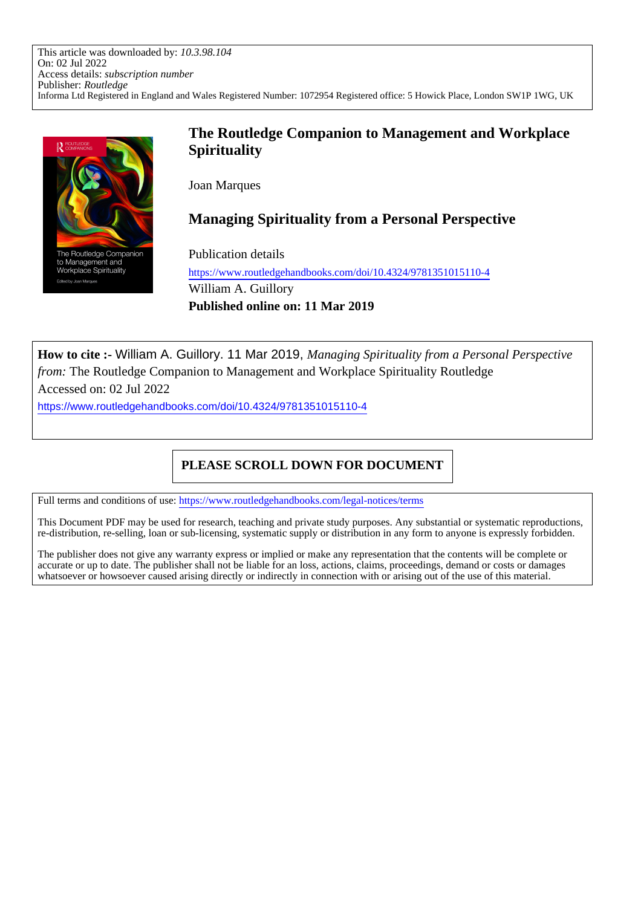This article was downloaded by: *10.3.98.104*
On: 02 Jul 2022
Access details: *subscription number*
Publisher: *Routledge*
Informa Ltd Registered in England and Wales Registered Number: 1072954 Registered office: 5 Howick Place, London SW1P 1WG, UK

# The Routledge Companion to Management and Workplace Spirituality

Joan Marques

## Managing Spirituality from a Personal Perspective

Publication details
https://www.routledgehandbooks.com/doi/10.4324/9781351015110-4
William A. Guillory
**Published online on: 11 Mar 2019**

**How to cite :-** William A. Guillory. 11 Mar 2019, *Managing Spirituality from a Personal Perspective from:* The Routledge Companion to Management and Workplace Spirituality Routledge
Accessed on: 02 Jul 2022
https://www.routledgehandbooks.com/doi/10.4324/9781351015110-4

**PLEASE SCROLL DOWN FOR DOCUMENT**

Full terms and conditions of use: https://www.routledgehandbooks.com/legal-notices/terms

This Document PDF may be used for research, teaching and private study purposes. Any substantial or systematic reproductions, re-distribution, re-selling, loan or sub-licensing, systematic supply or distribution in any form to anyone is expressly forbidden.

The publisher does not give any warranty express or implied or make any representation that the contents will be complete or accurate or up to date. The publisher shall not be liable for an loss, actions, claims, proceedings, demand or costs or damages whatsoever or howsoever caused arising directly or indirectly in connection with or arising out of the use of this material.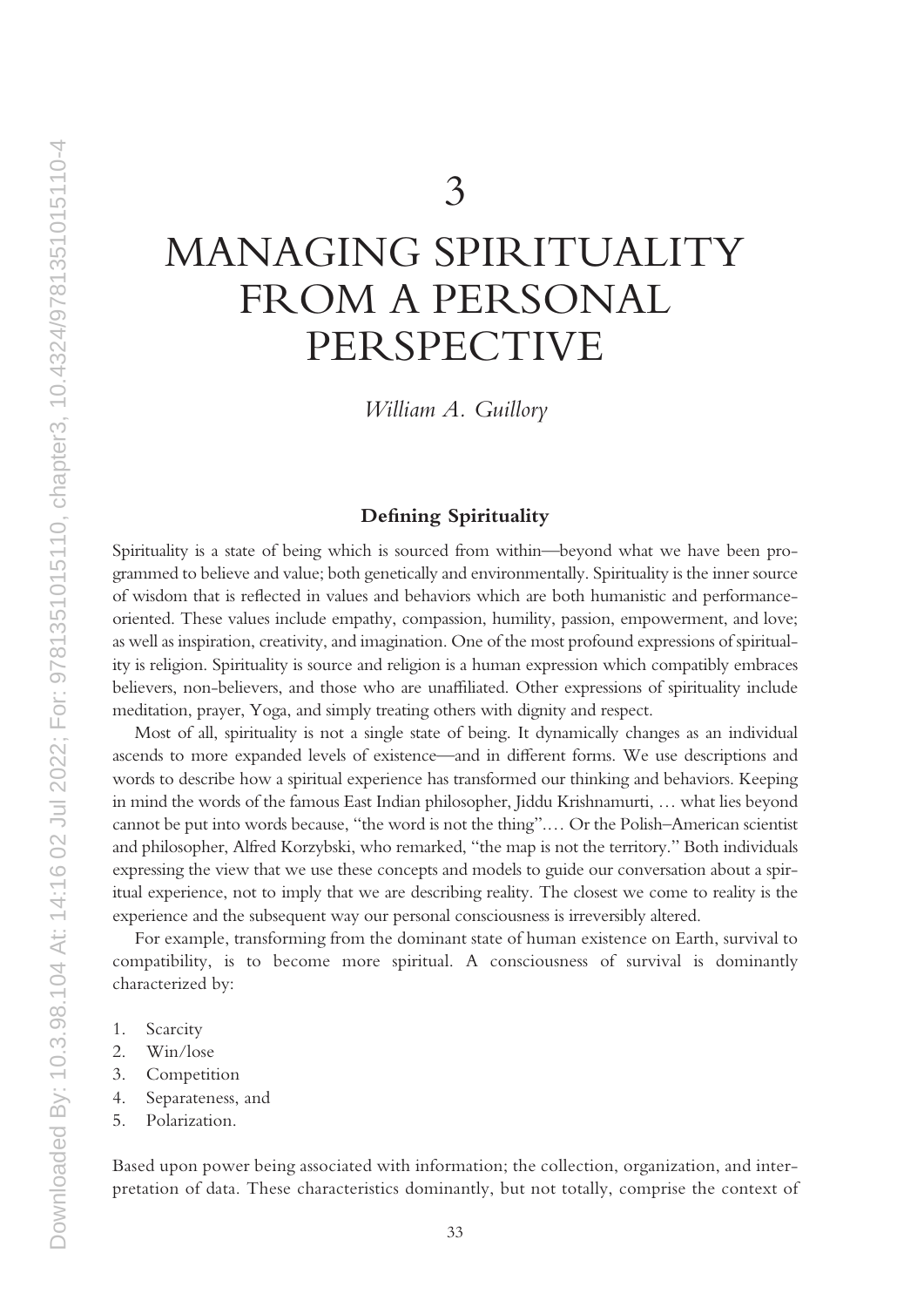# 3

# MANAGING SPIRITUALITY FROM A PERSONAL PERSPECTIVE

*William A. Guillory*

## Defining Spirituality

Spirituality is a state of being which is sourced from within—beyond what we have been programmed to believe and value; both genetically and environmentally. Spirituality is the inner source of wisdom that is reflected in values and behaviors which are both humanistic and performance-oriented. These values include empathy, compassion, humility, passion, empowerment, and love; as well as inspiration, creativity, and imagination. One of the most profound expressions of spirituality is religion. Spirituality is source and religion is a human expression which compatibly embraces believers, non-believers, and those who are unaffiliated. Other expressions of spirituality include meditation, prayer, Yoga, and simply treating others with dignity and respect.

Most of all, spirituality is not a single state of being. It dynamically changes as an individual ascends to more expanded levels of existence—and in different forms. We use descriptions and words to describe how a spiritual experience has transformed our thinking and behaviors. Keeping in mind the words of the famous East Indian philosopher, Jiddu Krishnamurti, … what lies beyond cannot be put into words because, "the word is not the thing"…. Or the Polish–American scientist and philosopher, Alfred Korzybski, who remarked, "the map is not the territory." Both individuals expressing the view that we use these concepts and models to guide our conversation about a spiritual experience, not to imply that we are describing reality. The closest we come to reality is the experience and the subsequent way our personal consciousness is irreversibly altered.

For example, transforming from the dominant state of human existence on Earth, survival to compatibility, is to become more spiritual. A consciousness of survival is dominantly characterized by:

1. Scarcity
2. Win/lose
3. Competition
4. Separateness, and
5. Polarization.

Based upon power being associated with information; the collection, organization, and interpretation of data. These characteristics dominantly, but not totally, comprise the context of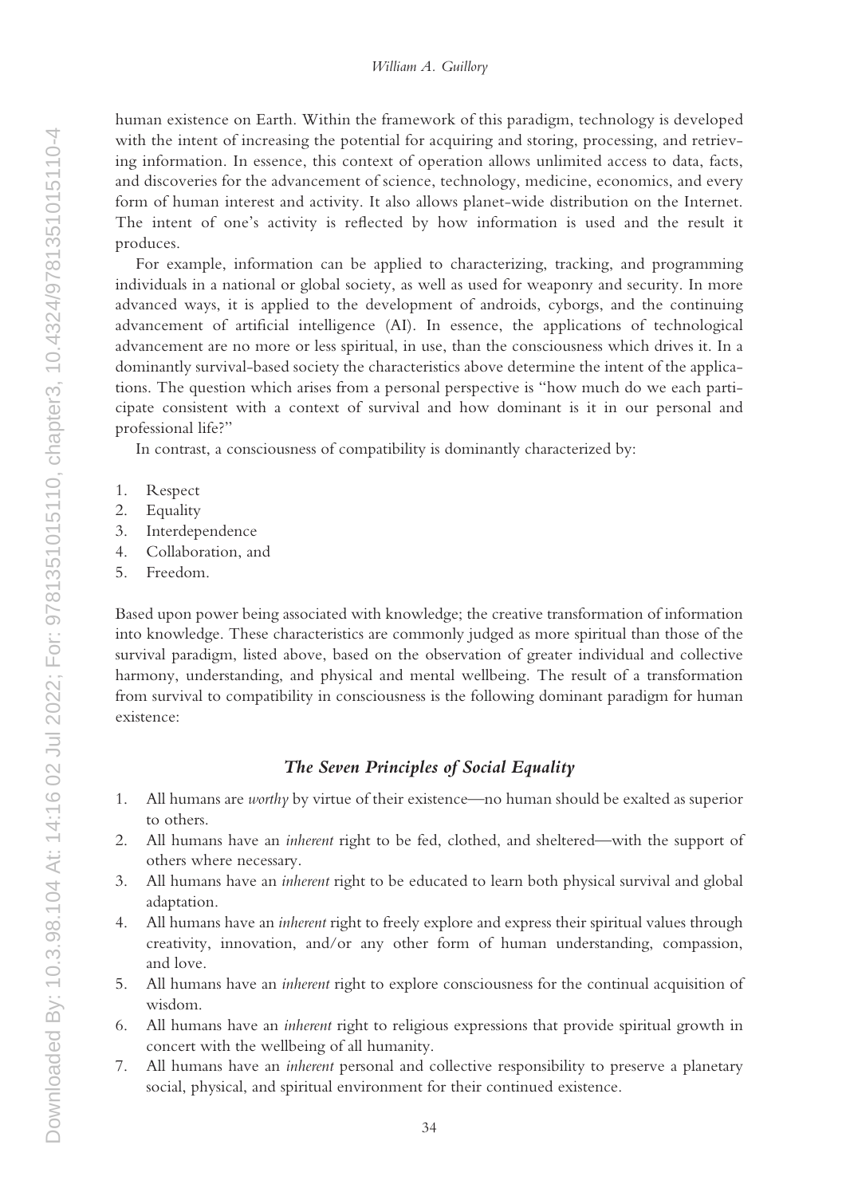human existence on Earth. Within the framework of this paradigm, technology is developed with the intent of increasing the potential for acquiring and storing, processing, and retrieving information. In essence, this context of operation allows unlimited access to data, facts, and discoveries for the advancement of science, technology, medicine, economics, and every form of human interest and activity. It also allows planet-wide distribution on the Internet. The intent of one's activity is reflected by how information is used and the result it produces.

For example, information can be applied to characterizing, tracking, and programming individuals in a national or global society, as well as used for weaponry and security. In more advanced ways, it is applied to the development of androids, cyborgs, and the continuing advancement of artificial intelligence (AI). In essence, the applications of technological advancement are no more or less spiritual, in use, than the consciousness which drives it. In a dominantly survival-based society the characteristics above determine the intent of the applications. The question which arises from a personal perspective is "how much do we each participate consistent with a context of survival and how dominant is it in our personal and professional life?"

In contrast, a consciousness of compatibility is dominantly characterized by:

1. Respect
2. Equality
3. Interdependence
4. Collaboration, and
5. Freedom.

Based upon power being associated with knowledge; the creative transformation of information into knowledge. These characteristics are commonly judged as more spiritual than those of the survival paradigm, listed above, based on the observation of greater individual and collective harmony, understanding, and physical and mental wellbeing. The result of a transformation from survival to compatibility in consciousness is the following dominant paradigm for human existence:

### *The Seven Principles of Social Equality*

1. All humans are *worthy* by virtue of their existence—no human should be exalted as superior to others.
2. All humans have an *inherent* right to be fed, clothed, and sheltered—with the support of others where necessary.
3. All humans have an *inherent* right to be educated to learn both physical survival and global adaptation.
4. All humans have an *inherent* right to freely explore and express their spiritual values through creativity, innovation, and/or any other form of human understanding, compassion, and love.
5. All humans have an *inherent* right to explore consciousness for the continual acquisition of wisdom.
6. All humans have an *inherent* right to religious expressions that provide spiritual growth in concert with the wellbeing of all humanity.
7. All humans have an *inherent* personal and collective responsibility to preserve a planetary social, physical, and spiritual environment for their continued existence.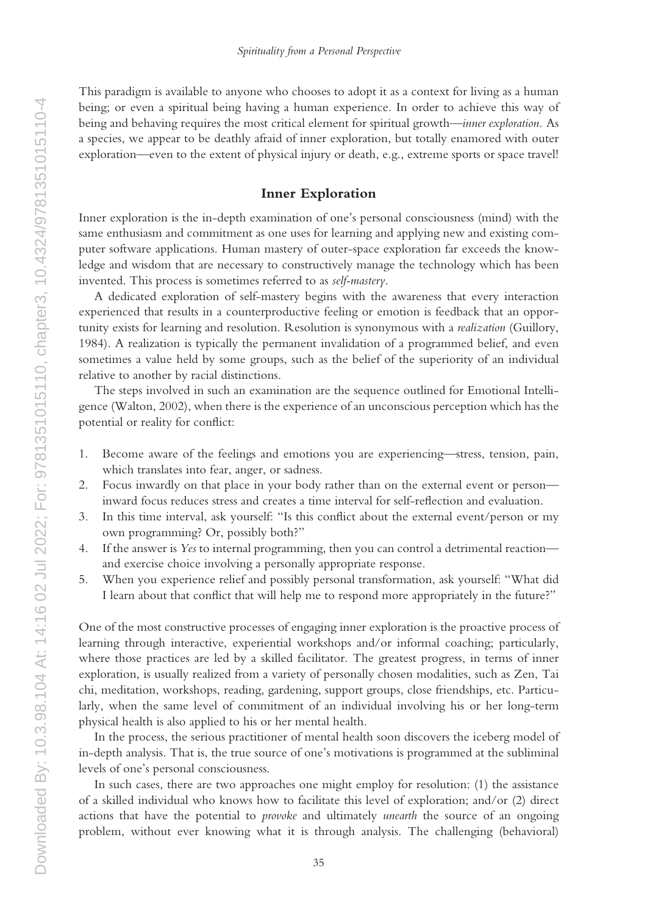This paradigm is available to anyone who chooses to adopt it as a context for living as a human being; or even a spiritual being having a human experience. In order to achieve this way of being and behaving requires the most critical element for spiritual growth—*inner exploration*. As a species, we appear to be deathly afraid of inner exploration, but totally enamored with outer exploration—even to the extent of physical injury or death, e.g., extreme sports or space travel!

## Inner Exploration

Inner exploration is the in-depth examination of one's personal consciousness (mind) with the same enthusiasm and commitment as one uses for learning and applying new and existing computer software applications. Human mastery of outer-space exploration far exceeds the knowledge and wisdom that are necessary to constructively manage the technology which has been invented. This process is sometimes referred to as *self-mastery*.

A dedicated exploration of self-mastery begins with the awareness that every interaction experienced that results in a counterproductive feeling or emotion is feedback that an opportunity exists for learning and resolution. Resolution is synonymous with a *realization* (Guillory, 1984). A realization is typically the permanent invalidation of a programmed belief, and even sometimes a value held by some groups, such as the belief of the superiority of an individual relative to another by racial distinctions.

The steps involved in such an examination are the sequence outlined for Emotional Intelligence (Walton, 2002), when there is the experience of an unconscious perception which has the potential or reality for conflict:

1. Become aware of the feelings and emotions you are experiencing—stress, tension, pain, which translates into fear, anger, or sadness.
2. Focus inwardly on that place in your body rather than on the external event or person—inward focus reduces stress and creates a time interval for self-reflection and evaluation.
3. In this time interval, ask yourself: "Is this conflict about the external event/person or my own programming? Or, possibly both?"
4. If the answer is *Yes* to internal programming, then you can control a detrimental reaction—and exercise choice involving a personally appropriate response.
5. When you experience relief and possibly personal transformation, ask yourself: "What did I learn about that conflict that will help me to respond more appropriately in the future?"

One of the most constructive processes of engaging inner exploration is the proactive process of learning through interactive, experiential workshops and/or informal coaching; particularly, where those practices are led by a skilled facilitator. The greatest progress, in terms of inner exploration, is usually realized from a variety of personally chosen modalities, such as Zen, Tai chi, meditation, workshops, reading, gardening, support groups, close friendships, etc. Particularly, when the same level of commitment of an individual involving his or her long-term physical health is also applied to his or her mental health.

In the process, the serious practitioner of mental health soon discovers the iceberg model of in-depth analysis. That is, the true source of one's motivations is programmed at the subliminal levels of one's personal consciousness.

In such cases, there are two approaches one might employ for resolution: (1) the assistance of a skilled individual who knows how to facilitate this level of exploration; and/or (2) direct actions that have the potential to *provoke* and ultimately *unearth* the source of an ongoing problem, without ever knowing what it is through analysis. The challenging (behavioral)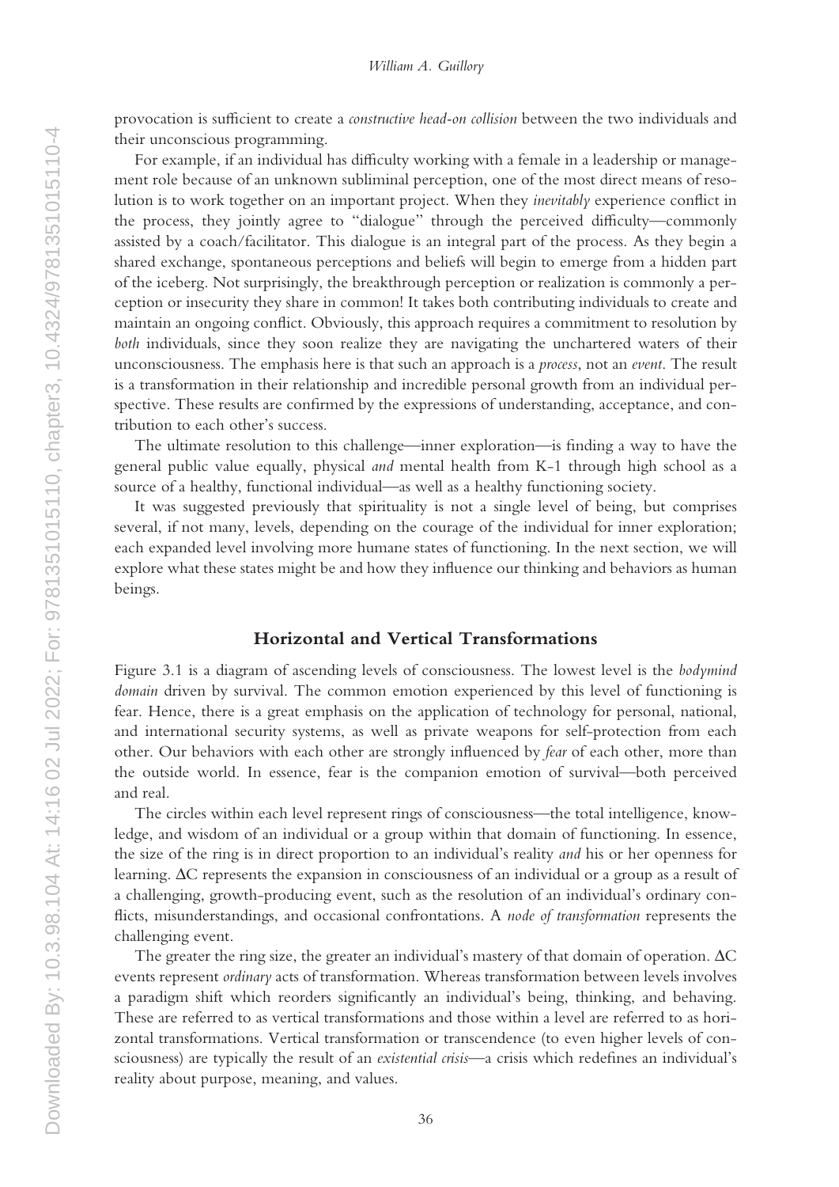provocation is sufficient to create a *constructive head-on collision* between the two individuals and their unconscious programming.

For example, if an individual has difficulty working with a female in a leadership or management role because of an unknown subliminal perception, one of the most direct means of resolution is to work together on an important project. When they *inevitably* experience conflict in the process, they jointly agree to "dialogue" through the perceived difficulty—commonly assisted by a coach/facilitator. This dialogue is an integral part of the process. As they begin a shared exchange, spontaneous perceptions and beliefs will begin to emerge from a hidden part of the iceberg. Not surprisingly, the breakthrough perception or realization is commonly a perception or insecurity they share in common! It takes both contributing individuals to create and maintain an ongoing conflict. Obviously, this approach requires a commitment to resolution by *both* individuals, since they soon realize they are navigating the unchartered waters of their unconsciousness. The emphasis here is that such an approach is a *process*, not an *event*. The result is a transformation in their relationship and incredible personal growth from an individual perspective. These results are confirmed by the expressions of understanding, acceptance, and contribution to each other's success.

The ultimate resolution to this challenge—inner exploration—is finding a way to have the general public value equally, physical *and* mental health from K-1 through high school as a source of a healthy, functional individual—as well as a healthy functioning society.

It was suggested previously that spirituality is not a single level of being, but comprises several, if not many, levels, depending on the courage of the individual for inner exploration; each expanded level involving more humane states of functioning. In the next section, we will explore what these states might be and how they influence our thinking and behaviors as human beings.

## Horizontal and Vertical Transformations

Figure 3.1 is a diagram of ascending levels of consciousness. The lowest level is the *bodymind domain* driven by survival. The common emotion experienced by this level of functioning is fear. Hence, there is a great emphasis on the application of technology for personal, national, and international security systems, as well as private weapons for self-protection from each other. Our behaviors with each other are strongly influenced by *fear* of each other, more than the outside world. In essence, fear is the companion emotion of survival—both perceived and real.

The circles within each level represent rings of consciousness—the total intelligence, knowledge, and wisdom of an individual or a group within that domain of functioning. In essence, the size of the ring is in direct proportion to an individual's reality *and* his or her openness for learning. $\Delta C$ represents the expansion in consciousness of an individual or a group as a result of a challenging, growth-producing event, such as the resolution of an individual's ordinary conflicts, misunderstandings, and occasional confrontations. A *node of transformation* represents the challenging event.

The greater the ring size, the greater an individual's mastery of that domain of operation. $\Delta C$ events represent *ordinary* acts of transformation. Whereas transformation between levels involves a paradigm shift which reorders significantly an individual's being, thinking, and behaving. These are referred to as vertical transformations and those within a level are referred to as horizontal transformations. Vertical transformation or transcendence (to even higher levels of consciousness) are typically the result of an *existential crisis*—a crisis which redefines an individual's reality about purpose, meaning, and values.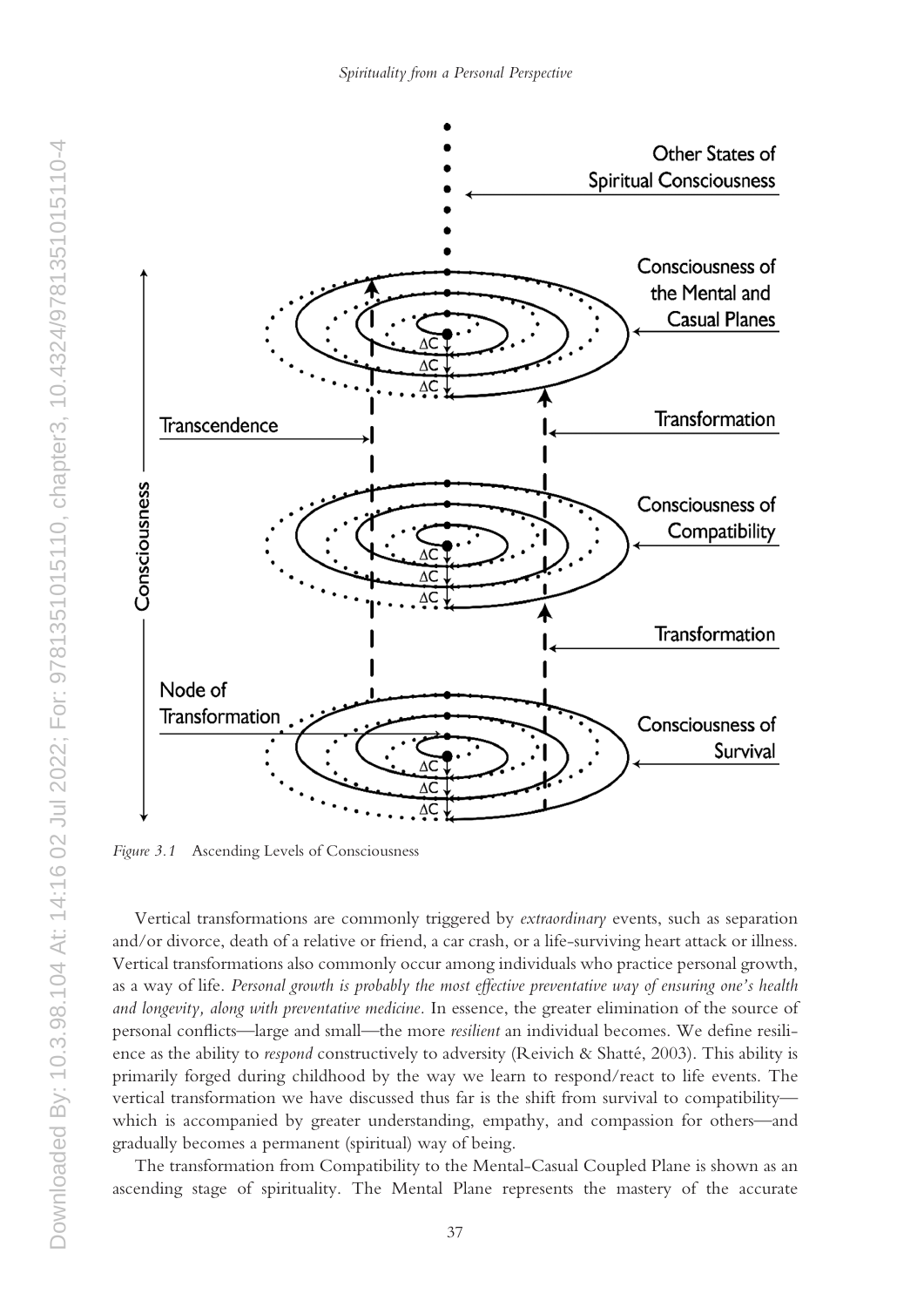*Figure 3.1* Ascending Levels of Consciousness

Vertical transformations are commonly triggered by *extraordinary* events, such as separation and/or divorce, death of a relative or friend, a car crash, or a life-surviving heart attack or illness. Vertical transformations also commonly occur among individuals who practice personal growth, as a way of life. *Personal growth is probably the most effective preventative way of ensuring one's health and longevity, along with preventative medicine.* In essence, the greater elimination of the source of personal conflicts—large and small—the more *resilient* an individual becomes. We define resilience as the ability to *respond* constructively to adversity (Reivich & Shatté, 2003). This ability is primarily forged during childhood by the way we learn to respond/react to life events. The vertical transformation we have discussed thus far is the shift from survival to compatibility—which is accompanied by greater understanding, empathy, and compassion for others—and gradually becomes a permanent (spiritual) way of being.

The transformation from Compatibility to the Mental-Casual Coupled Plane is shown as an ascending stage of spirituality. The Mental Plane represents the mastery of the accurate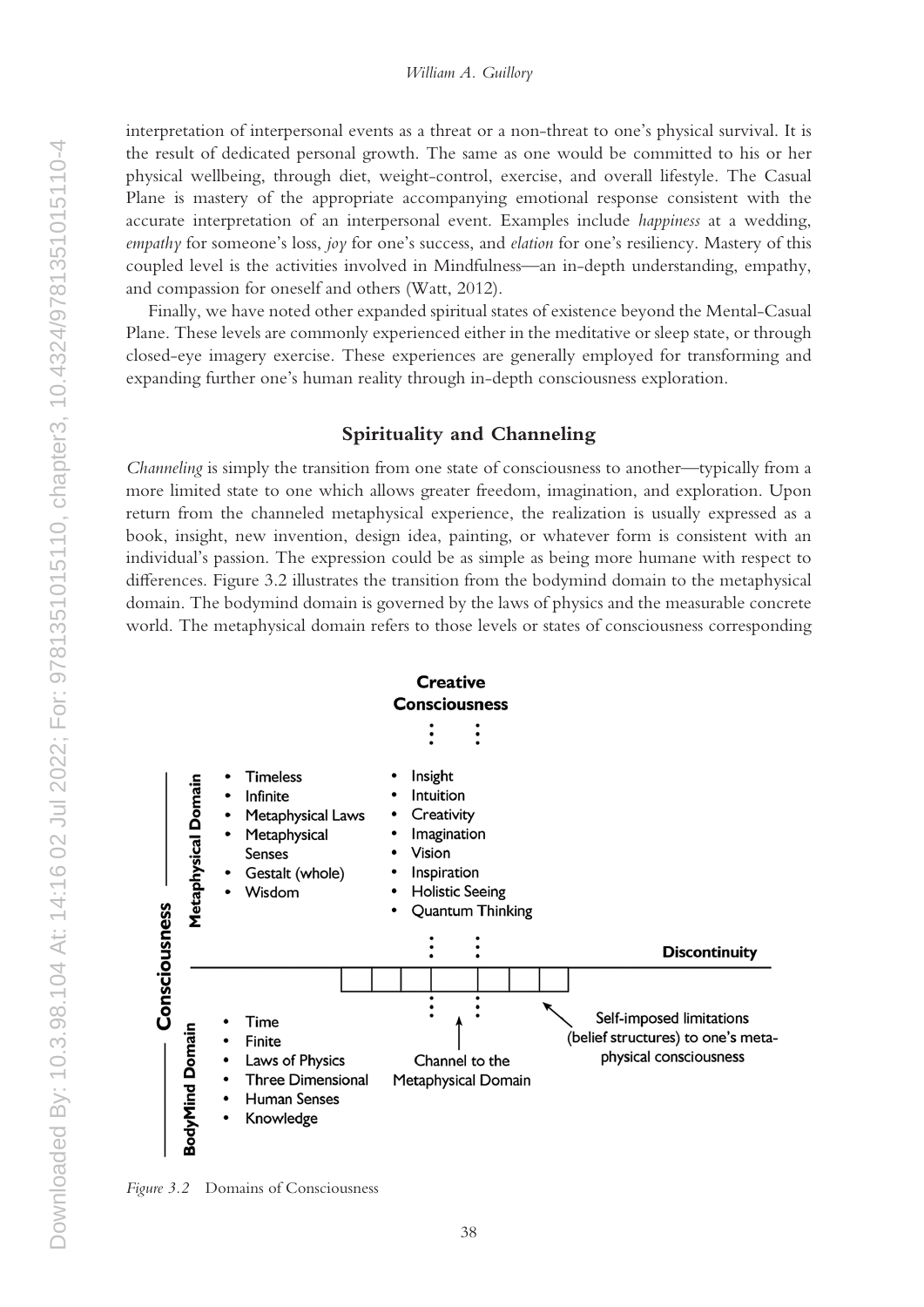interpretation of interpersonal events as a threat or a non-threat to one's physical survival. It is the result of dedicated personal growth. The same as one would be committed to his or her physical wellbeing, through diet, weight-control, exercise, and overall lifestyle. The Casual Plane is mastery of the appropriate accompanying emotional response consistent with the accurate interpretation of an interpersonal event. Examples include *happiness* at a wedding, *empathy* for someone's loss, *joy* for one's success, and *elation* for one's resiliency. Mastery of this coupled level is the activities involved in Mindfulness—an in-depth understanding, empathy, and compassion for oneself and others (Watt, 2012).

Finally, we have noted other expanded spiritual states of existence beyond the Mental-Casual Plane. These levels are commonly experienced either in the meditative or sleep state, or through closed-eye imagery exercise. These experiences are generally employed for transforming and expanding further one's human reality through in-depth consciousness exploration.

## Spirituality and Channeling

*Channeling* is simply the transition from one state of consciousness to another—typically from a more limited state to one which allows greater freedom, imagination, and exploration. Upon return from the channeled metaphysical experience, the realization is usually expressed as a book, insight, new invention, design idea, painting, or whatever form is consistent with an individual's passion. The expression could be as simple as being more humane with respect to differences. Figure 3.2 illustrates the transition from the bodymind domain to the metaphysical domain. The bodymind domain is governed by the laws of physics and the measurable concrete world. The metaphysical domain refers to those levels or states of consciousness corresponding

Creative Consciousness

Consciousness

Metaphysical Domain
- Timeless
- Infinite
- Metaphysical Laws
- Metaphysical Senses
- Gestalt (whole)
- Wisdom

- Insight
- Intuition
- Creativity
- Imagination
- Vision
- Inspiration
- Holistic Seeing
- Quantum Thinking

Discontinuity

BodyMind Domain
- Time
- Finite
- Laws of Physics
- Three Dimensional
- Human Senses
- Knowledge

Channel to the Metaphysical Domain

Self-imposed limitations (belief structures) to one's metaphysical consciousness

*Figure 3.2* Domains of Consciousness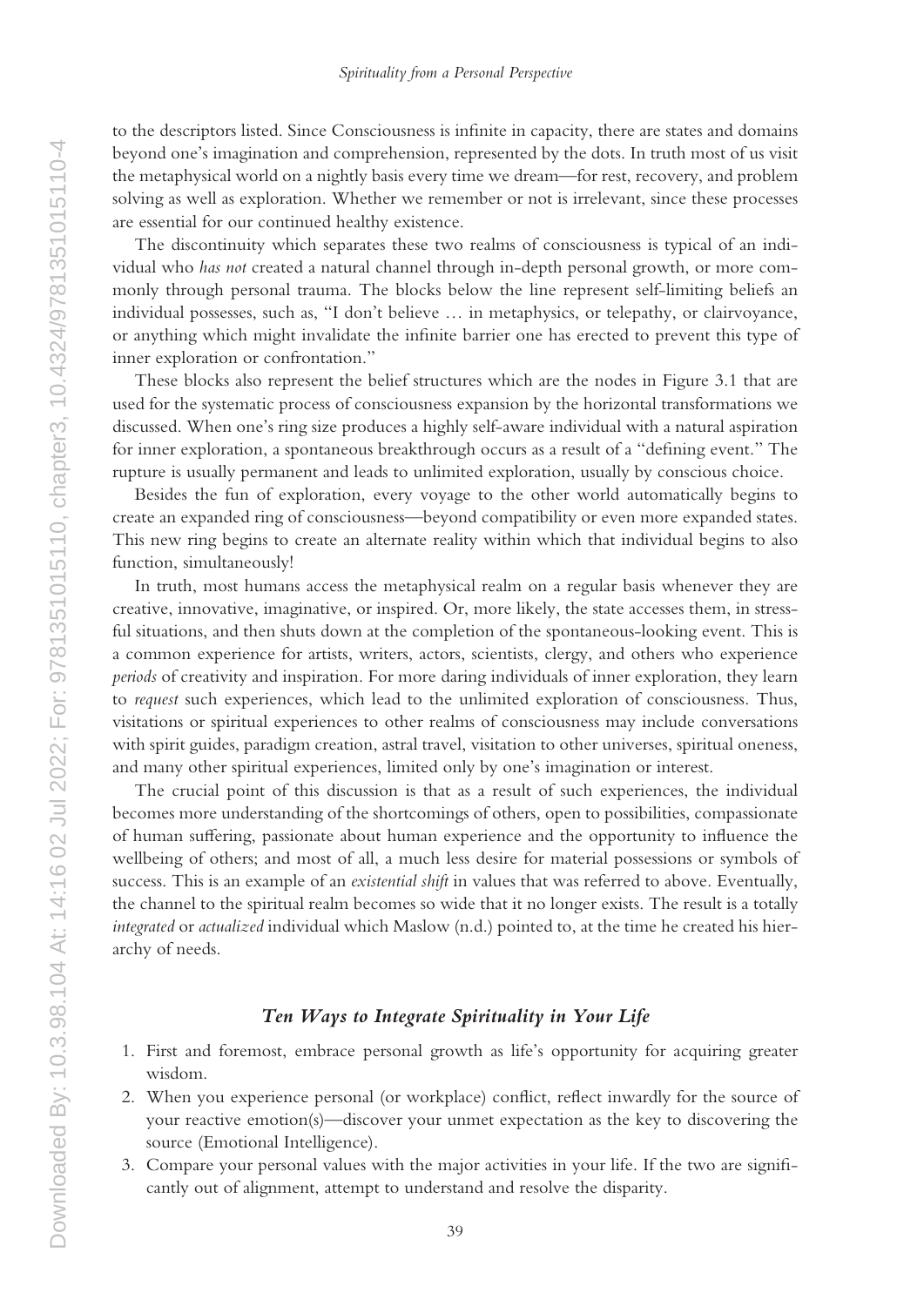to the descriptors listed. Since Consciousness is infinite in capacity, there are states and domains beyond one's imagination and comprehension, represented by the dots. In truth most of us visit the metaphysical world on a nightly basis every time we dream—for rest, recovery, and problem solving as well as exploration. Whether we remember or not is irrelevant, since these processes are essential for our continued healthy existence.

The discontinuity which separates these two realms of consciousness is typical of an individual who *has not* created a natural channel through in-depth personal growth, or more commonly through personal trauma. The blocks below the line represent self-limiting beliefs an individual possesses, such as, "I don't believe … in metaphysics, or telepathy, or clairvoyance, or anything which might invalidate the infinite barrier one has erected to prevent this type of inner exploration or confrontation."

These blocks also represent the belief structures which are the nodes in Figure 3.1 that are used for the systematic process of consciousness expansion by the horizontal transformations we discussed. When one's ring size produces a highly self-aware individual with a natural aspiration for inner exploration, a spontaneous breakthrough occurs as a result of a "defining event." The rupture is usually permanent and leads to unlimited exploration, usually by conscious choice.

Besides the fun of exploration, every voyage to the other world automatically begins to create an expanded ring of consciousness—beyond compatibility or even more expanded states. This new ring begins to create an alternate reality within which that individual begins to also function, simultaneously!

In truth, most humans access the metaphysical realm on a regular basis whenever they are creative, innovative, imaginative, or inspired. Or, more likely, the state accesses them, in stressful situations, and then shuts down at the completion of the spontaneous-looking event. This is a common experience for artists, writers, actors, scientists, clergy, and others who experience *periods* of creativity and inspiration. For more daring individuals of inner exploration, they learn to *request* such experiences, which lead to the unlimited exploration of consciousness. Thus, visitations or spiritual experiences to other realms of consciousness may include conversations with spirit guides, paradigm creation, astral travel, visitation to other universes, spiritual oneness, and many other spiritual experiences, limited only by one's imagination or interest.

The crucial point of this discussion is that as a result of such experiences, the individual becomes more understanding of the shortcomings of others, open to possibilities, compassionate of human suffering, passionate about human experience and the opportunity to influence the wellbeing of others; and most of all, a much less desire for material possessions or symbols of success. This is an example of an *existential shift* in values that was referred to above. Eventually, the channel to the spiritual realm becomes so wide that it no longer exists. The result is a totally *integrated* or *actualized* individual which Maslow (n.d.) pointed to, at the time he created his hierarchy of needs.

### *Ten Ways to Integrate Spirituality in Your Life*

1. First and foremost, embrace personal growth as life's opportunity for acquiring greater wisdom.
2. When you experience personal (or workplace) conflict, reflect inwardly for the source of your reactive emotion(s)—discover your unmet expectation as the key to discovering the source (Emotional Intelligence).
3. Compare your personal values with the major activities in your life. If the two are significantly out of alignment, attempt to understand and resolve the disparity.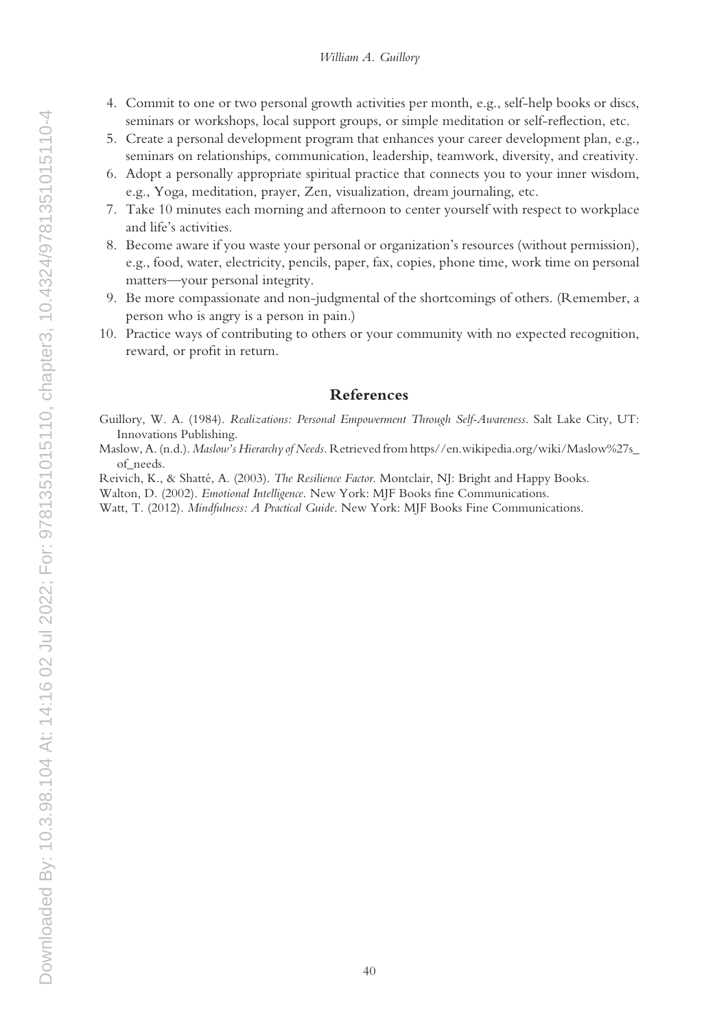4. Commit to one or two personal growth activities per month, e.g., self-help books or discs, seminars or workshops, local support groups, or simple meditation or self-reflection, etc.
5. Create a personal development program that enhances your career development plan, e.g., seminars on relationships, communication, leadership, teamwork, diversity, and creativity.
6. Adopt a personally appropriate spiritual practice that connects you to your inner wisdom, e.g., Yoga, meditation, prayer, Zen, visualization, dream journaling, etc.
7. Take 10 minutes each morning and afternoon to center yourself with respect to workplace and life's activities.
8. Become aware if you waste your personal or organization's resources (without permission), e.g., food, water, electricity, pencils, paper, fax, copies, phone time, work time on personal matters—your personal integrity.
9. Be more compassionate and non-judgmental of the shortcomings of others. (Remember, a person who is angry is a person in pain.)
10. Practice ways of contributing to others or your community with no expected recognition, reward, or profit in return.

## References

Guillory, W. A. (1984). *Realizations: Personal Empowerment Through Self-Awareness*. Salt Lake City, UT: Innovations Publishing.

Maslow, A. (n.d.). *Maslow's Hierarchy of Needs*. Retrieved from https//en.wikipedia.org/wiki/Maslow%27s_of_needs.

Reivich, K., & Shatté, A. (2003). *The Resilience Factor*. Montclair, NJ: Bright and Happy Books.

Walton, D. (2002). *Emotional Intelligence*. New York: MJF Books fine Communications.

Watt, T. (2012). *Mindfulness: A Practical Guide*. New York: MJF Books Fine Communications.